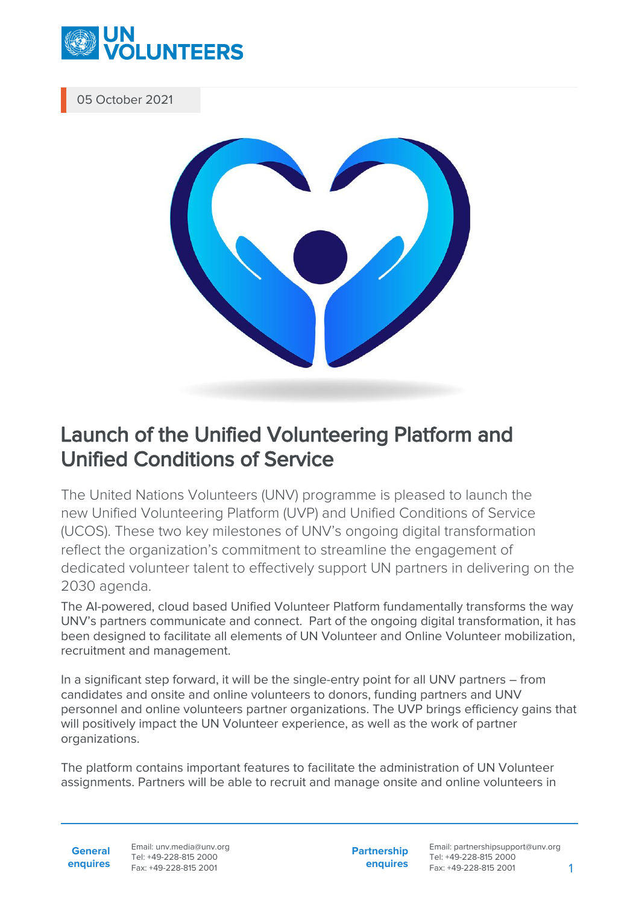05 October 2021

# Launch of the Unified Volunteering Platform and Unified Conditions of Service

The United Nations Volunteers (UNV) programme is pleased to launch the new Unified Volunteering Platform (UVP) and Unified Conditions of Service (UCOS). These two key milestones of UNV's ongoing digital transformation reflect the organization's commitment to streamline the engagement of dedicated volunteer talent to effectively support UN partners in delivering on the 2030 agenda.

The AI-powered, cloud based Unified Volunteer Platform fundamentally transforms the way UNV's partners communicate and connect. Part of the ongoing digital transformation, it has been designed to facilitate all elements of UN Volunteer and Online Volunteer mobilization, recruitment and management.

In a significant step forward, it will be the single-entry point for all UNV partners – from candidates and onsite and online volunteers to donors, funding partners and UNV personnel and online volunteers partner organizations. The UVP brings efficiency gains that will positively impact the UN Volunteer experience, as well as the work of partner organizations.

The platform contains important features to facilitate the administration of UN Volunteer assignments. Partners will be able to recruit and manage onsite and online volunteers in

**General enquires** Email: unv.media@unv.org Tel: +49-228-815 2000 Fax: +49-228-815 2001

**Partnership enquires** Email: partnershipsupport@unv.org Tel: +49-228-815 2000 Fax: +49-228-815 2001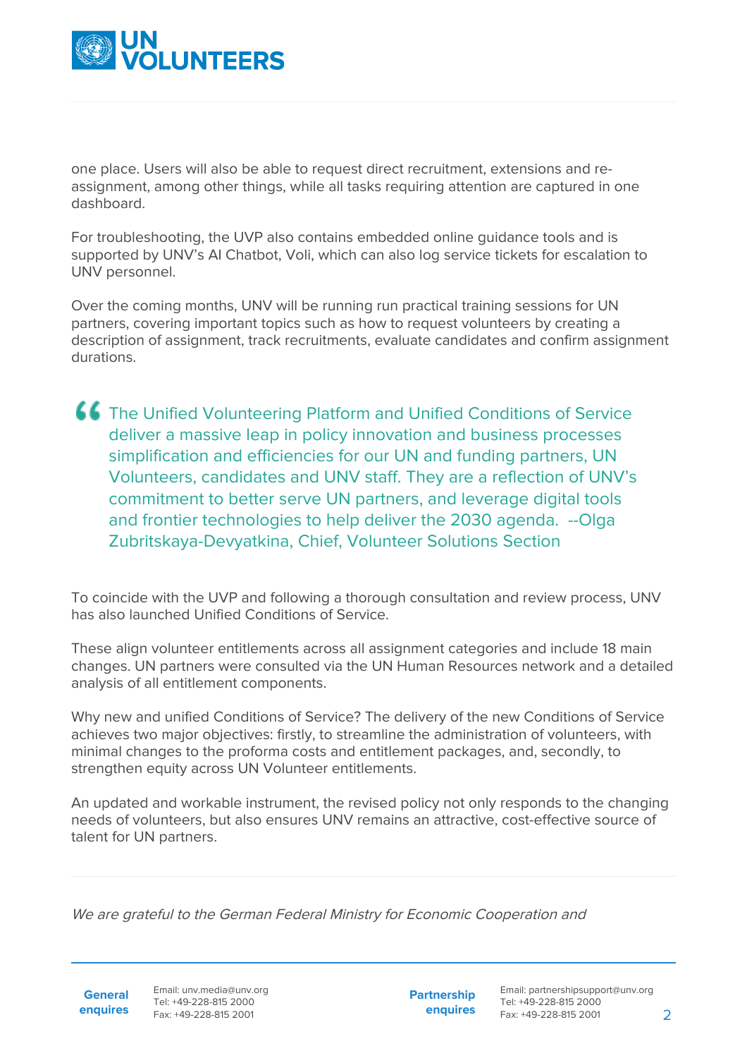one place. Users will also be able to request direct recruitment, extensions and re-assignment, among other things, while all tasks requiring attention are captured in one dashboard.

For troubleshooting, the UVP also contains embedded online guidance tools and is supported by UNV's AI Chatbot, Voli, which can also log service tickets for escalation to UNV personnel.

Over the coming months, UNV will be running run practical training sessions for UN partners, covering important topics such as how to request volunteers by creating a description of assignment, track recruitments, evaluate candidates and confirm assignment durations.

> The Unified Volunteering Platform and Unified Conditions of Service deliver a massive leap in policy innovation and business processes simplification and efficiencies for our UN and funding partners, UN Volunteers, candidates and UNV staff. They are a reflection of UNV's commitment to better serve UN partners, and leverage digital tools and frontier technologies to help deliver the 2030 agenda. --Olga Zubritskaya-Devyatkina, Chief, Volunteer Solutions Section

To coincide with the UVP and following a thorough consultation and review process, UNV has also launched Unified Conditions of Service.

These align volunteer entitlements across all assignment categories and include 18 main changes. UN partners were consulted via the UN Human Resources network and a detailed analysis of all entitlement components.

Why new and unified Conditions of Service? The delivery of the new Conditions of Service achieves two major objectives: firstly, to streamline the administration of volunteers, with minimal changes to the proforma costs and entitlement packages, and, secondly, to strengthen equity across UN Volunteer entitlements.

An updated and workable instrument, the revised policy not only responds to the changing needs of volunteers, but also ensures UNV remains an attractive, cost-effective source of talent for UN partners.

---

*We are grateful to the German Federal Ministry for Economic Cooperation and*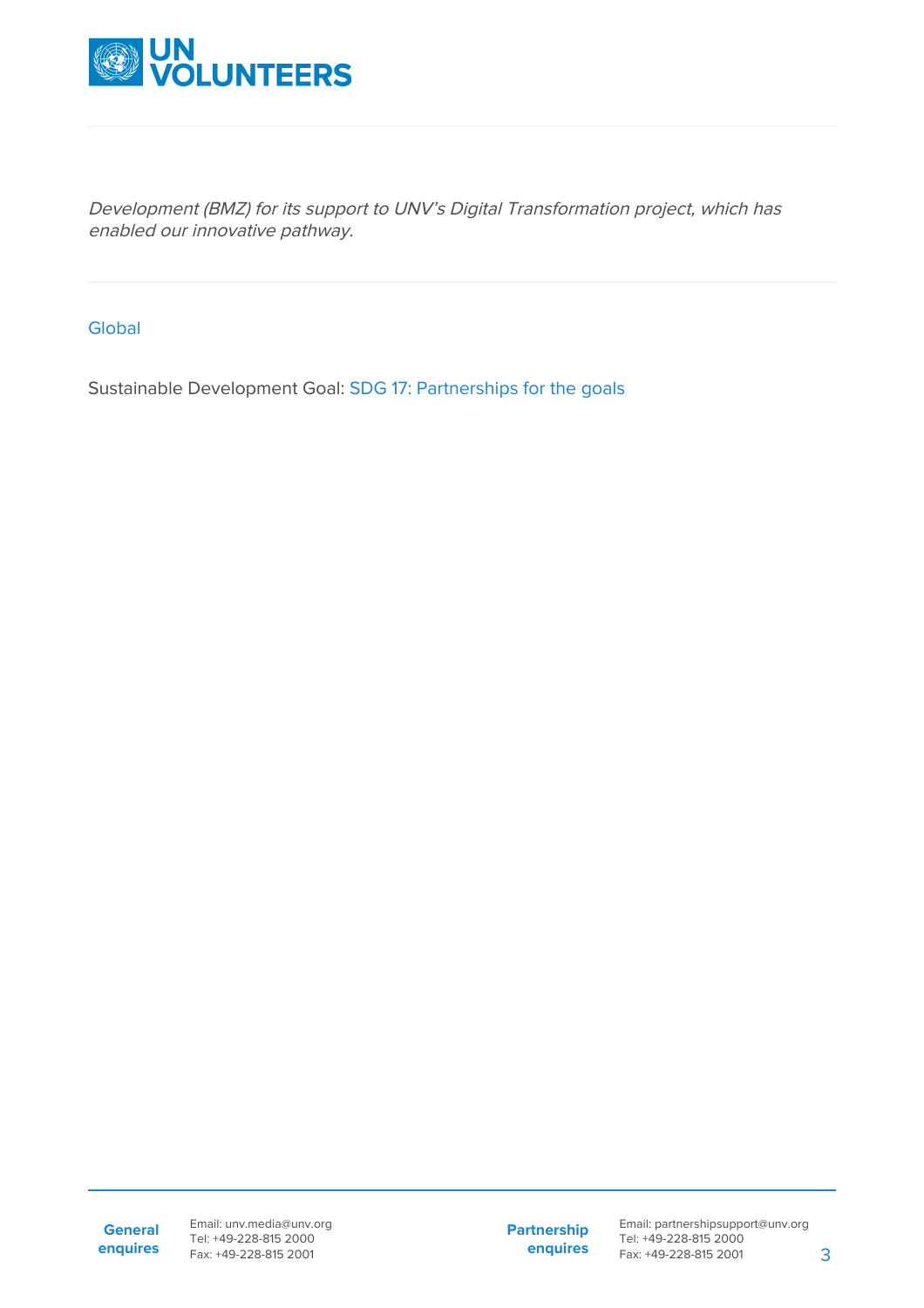*Development (BMZ) for its support to UNV's Digital Transformation project, which has enabled our innovative pathway.*

Global

Sustainable Development Goal: SDG 17: Partnerships for the goals